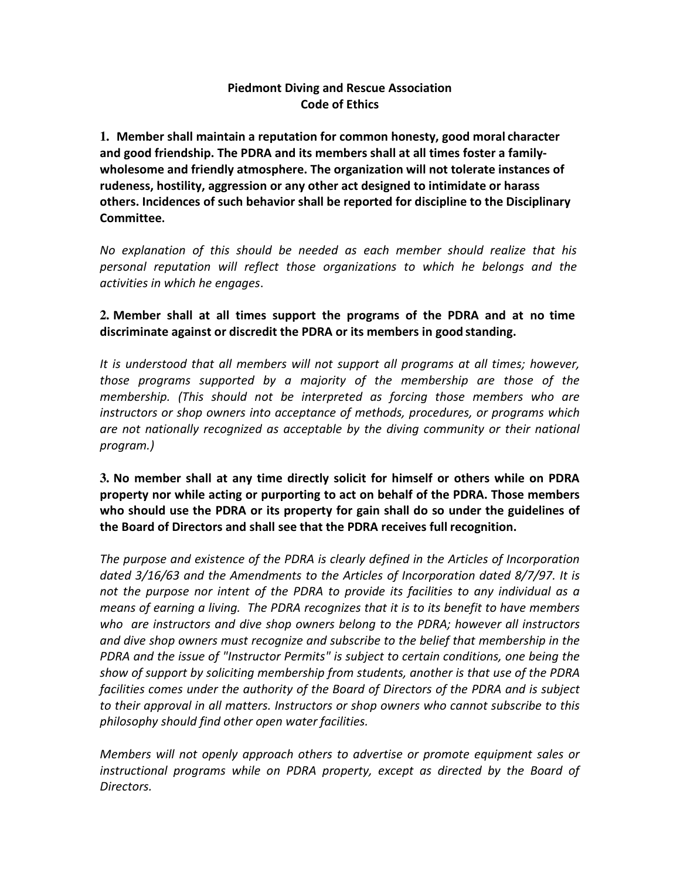# Piedmont Diving and Rescue Association
## Code of Ethics

**1. Member shall maintain a reputation for common honesty, good moral character and good friendship. The PDRA and its members shall at all times foster a family-wholesome and friendly atmosphere. The organization will not tolerate instances of rudeness, hostility, aggression or any other act designed to intimidate or harass others. Incidences of such behavior shall be reported for discipline to the Disciplinary Committee.**

*No explanation of this should be needed as each member should realize that his personal reputation will reflect those organizations to which he belongs and the activities in which he engages.*

**2. Member shall at all times support the programs of the PDRA and at no time discriminate against or discredit the PDRA or its members in good standing.**

*It is understood that all members will not support all programs at all times; however, those programs supported by a majority of the membership are those of the membership. (This should not be interpreted as forcing those members who are instructors or shop owners into acceptance of methods, procedures, or programs which are not nationally recognized as acceptable by the diving community or their national program.)*

**3. No member shall at any time directly solicit for himself or others while on PDRA property nor while acting or purporting to act on behalf of the PDRA. Those members who should use the PDRA or its property for gain shall do so under the guidelines of the Board of Directors and shall see that the PDRA receives full recognition.**

*The purpose and existence of the PDRA is clearly defined in the Articles of Incorporation dated 3/16/63 and the Amendments to the Articles of Incorporation dated 8/7/97. It is not the purpose nor intent of the PDRA to provide its facilities to any individual as a means of earning a living. The PDRA recognizes that it is to its benefit to have members who are instructors and dive shop owners belong to the PDRA; however all instructors and dive shop owners must recognize and subscribe to the belief that membership in the PDRA and the issue of "Instructor Permits" is subject to certain conditions, one being the show of support by soliciting membership from students, another is that use of the PDRA facilities comes under the authority of the Board of Directors of the PDRA and is subject to their approval in all matters. Instructors or shop owners who cannot subscribe to this philosophy should find other open water facilities.*

*Members will not openly approach others to advertise or promote equipment sales or instructional programs while on PDRA property, except as directed by the Board of Directors.*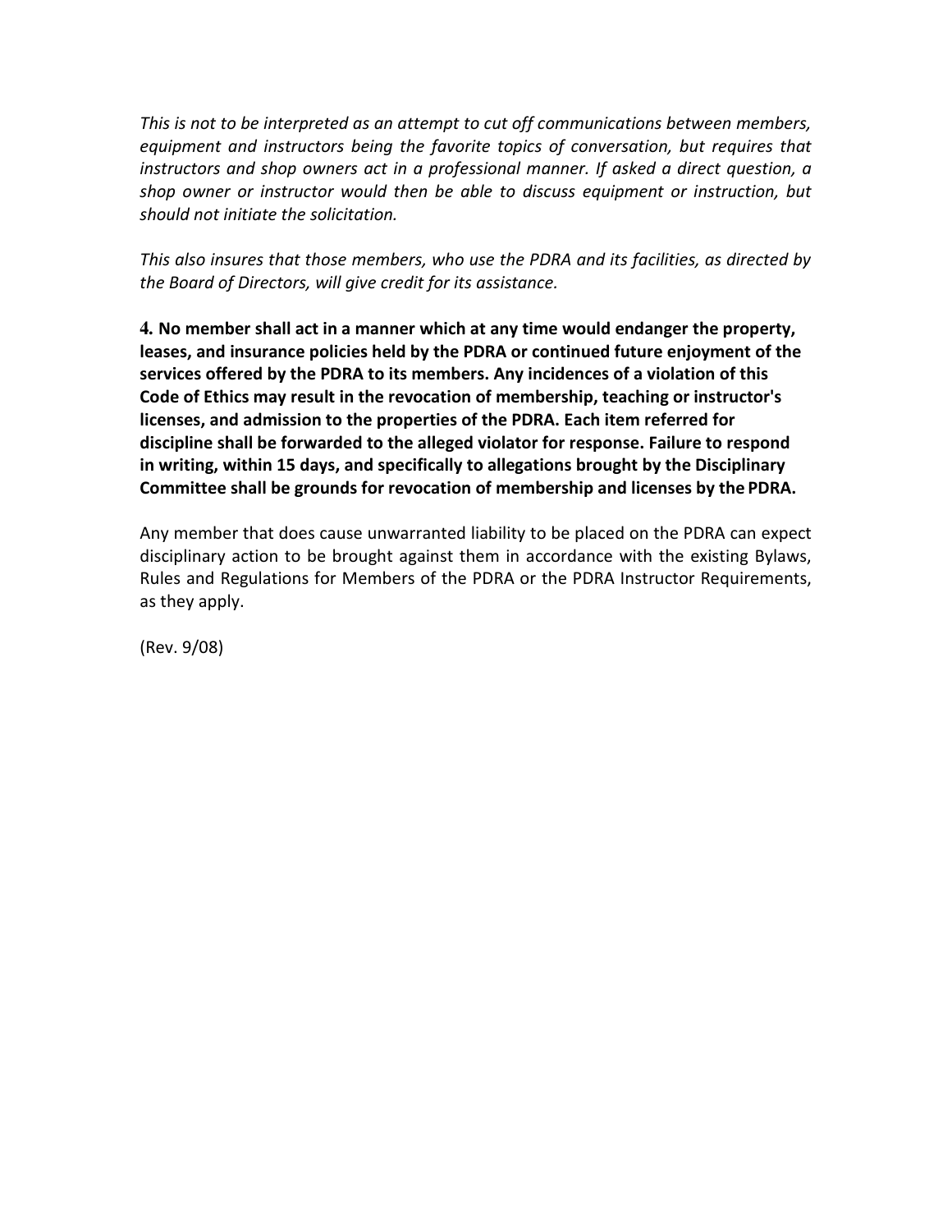*This is not to be interpreted as an attempt to cut off communications between members, equipment and instructors being the favorite topics of conversation, but requires that instructors and shop owners act in a professional manner. If asked a direct question, a shop owner or instructor would then be able to discuss equipment or instruction, but should not initiate the solicitation.*

*This also insures that those members, who use the PDRA and its facilities, as directed by the Board of Directors, will give credit for its assistance.*

**4. No member shall act in a manner which at any time would endanger the property, leases, and insurance policies held by the PDRA or continued future enjoyment of the services offered by the PDRA to its members. Any incidences of a violation of this Code of Ethics may result in the revocation of membership, teaching or instructor's licenses, and admission to the properties of the PDRA. Each item referred for discipline shall be forwarded to the alleged violator for response. Failure to respond in writing, within 15 days, and specifically to allegations brought by the Disciplinary Committee shall be grounds for revocation of membership and licenses by the PDRA.**

Any member that does cause unwarranted liability to be placed on the PDRA can expect disciplinary action to be brought against them in accordance with the existing Bylaws, Rules and Regulations for Members of the PDRA or the PDRA Instructor Requirements, as they apply.

(Rev. 9/08)